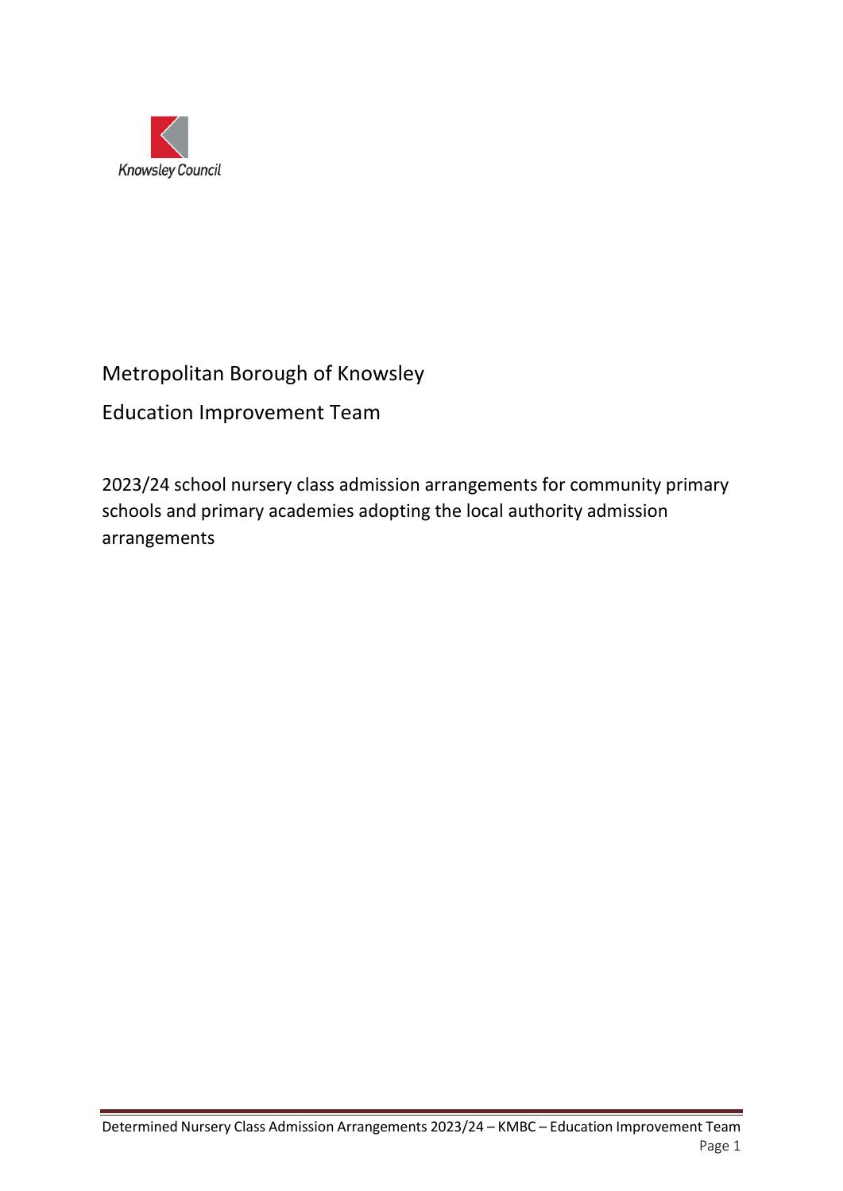Knowsley Council

# Metropolitan Borough of Knowsley

## Education Improvement Team

2023/24 school nursery class admission arrangements for community primary schools and primary academies adopting the local authority admission arrangements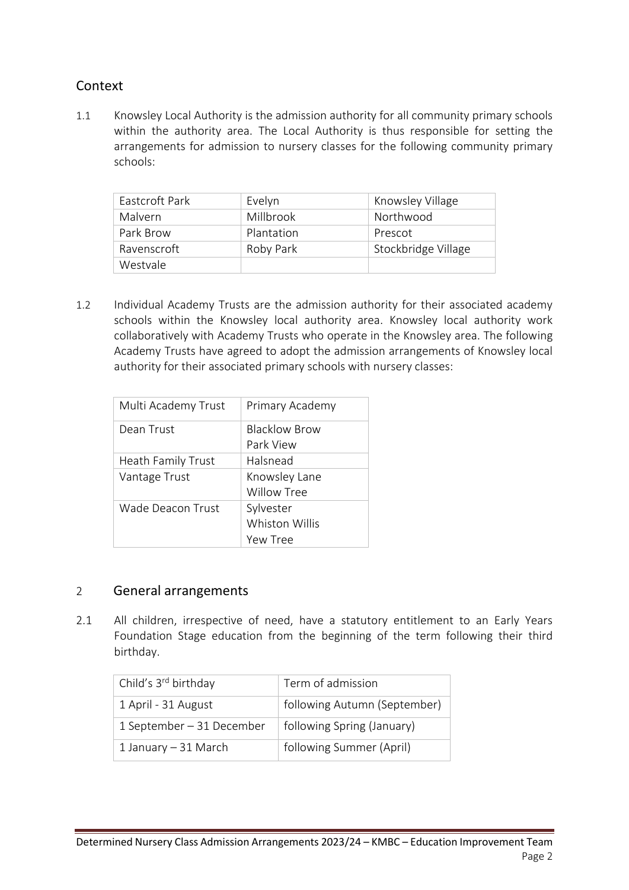## Context

1.1 Knowsley Local Authority is the admission authority for all community primary schools within the authority area. The Local Authority is thus responsible for setting the arrangements for admission to nursery classes for the following community primary schools:

| Eastcroft Park | Evelyn | Knowsley Village |
|---|---|---|
| Malvern | Millbrook | Northwood |
| Park Brow | Plantation | Prescot |
| Ravenscroft | Roby Park | Stockbridge Village |
| Westvale | | |

1.2 Individual Academy Trusts are the admission authority for their associated academy schools within the Knowsley local authority area. Knowsley local authority work collaboratively with Academy Trusts who operate in the Knowsley area. The following Academy Trusts have agreed to adopt the admission arrangements of Knowsley local authority for their associated primary schools with nursery classes:

| Multi Academy Trust | Primary Academy |
|---|---|
| Dean Trust | Blacklow Brow<br>Park View |
| Heath Family Trust | Halsnead |
| Vantage Trust | Knowsley Lane<br>Willow Tree |
| Wade Deacon Trust | Sylvester<br>Whiston Willis<br>Yew Tree |

## 2 General arrangements

2.1 All children, irrespective of need, have a statutory entitlement to an Early Years Foundation Stage education from the beginning of the term following their third birthday.

| Child's 3rd birthday | Term of admission |
|---|---|
| 1 April - 31 August | following Autumn (September) |
| 1 September – 31 December | following Spring (January) |
| 1 January – 31 March | following Summer (April) |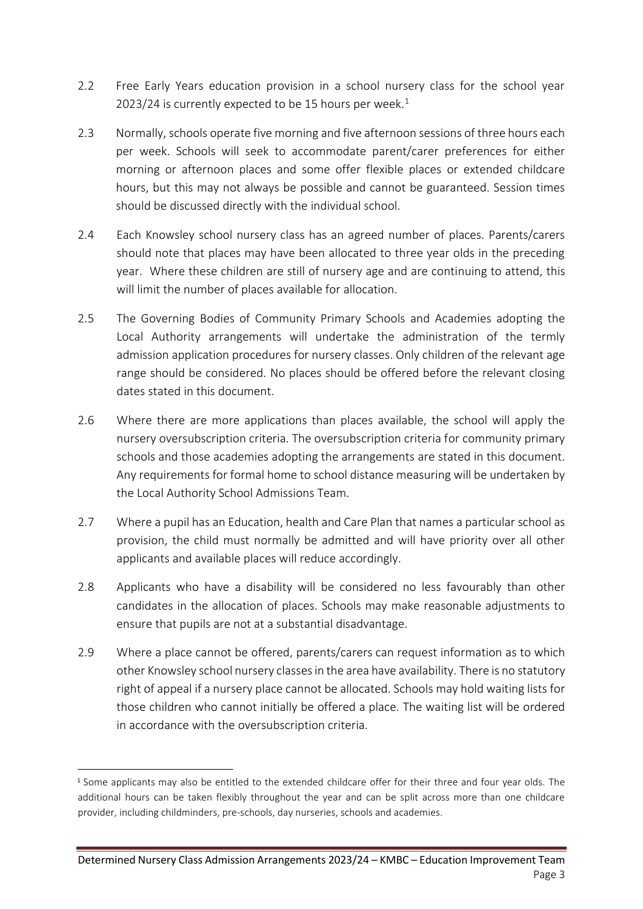2.2 Free Early Years education provision in a school nursery class for the school year 2023/24 is currently expected to be 15 hours per week.[1]

2.3 Normally, schools operate five morning and five afternoon sessions of three hours each per week. Schools will seek to accommodate parent/carer preferences for either morning or afternoon places and some offer flexible places or extended childcare hours, but this may not always be possible and cannot be guaranteed. Session times should be discussed directly with the individual school.

2.4 Each Knowsley school nursery class has an agreed number of places. Parents/carers should note that places may have been allocated to three year olds in the preceding year. Where these children are still of nursery age and are continuing to attend, this will limit the number of places available for allocation.

2.5 The Governing Bodies of Community Primary Schools and Academies adopting the Local Authority arrangements will undertake the administration of the termly admission application procedures for nursery classes. Only children of the relevant age range should be considered. No places should be offered before the relevant closing dates stated in this document.

2.6 Where there are more applications than places available, the school will apply the nursery oversubscription criteria. The oversubscription criteria for community primary schools and those academies adopting the arrangements are stated in this document. Any requirements for formal home to school distance measuring will be undertaken by the Local Authority School Admissions Team.

2.7 Where a pupil has an Education, health and Care Plan that names a particular school as provision, the child must normally be admitted and will have priority over all other applicants and available places will reduce accordingly.

2.8 Applicants who have a disability will be considered no less favourably than other candidates in the allocation of places. Schools may make reasonable adjustments to ensure that pupils are not at a substantial disadvantage.

2.9 Where a place cannot be offered, parents/carers can request information as to which other Knowsley school nursery classes in the area have availability. There is no statutory right of appeal if a nursery place cannot be allocated. Schools may hold waiting lists for those children who cannot initially be offered a place. The waiting list will be ordered in accordance with the oversubscription criteria.

---

[1] Some applicants may also be entitled to the extended childcare offer for their three and four year olds. The additional hours can be taken flexibly throughout the year and can be split across more than one childcare provider, including childminders, pre-schools, day nurseries, schools and academies.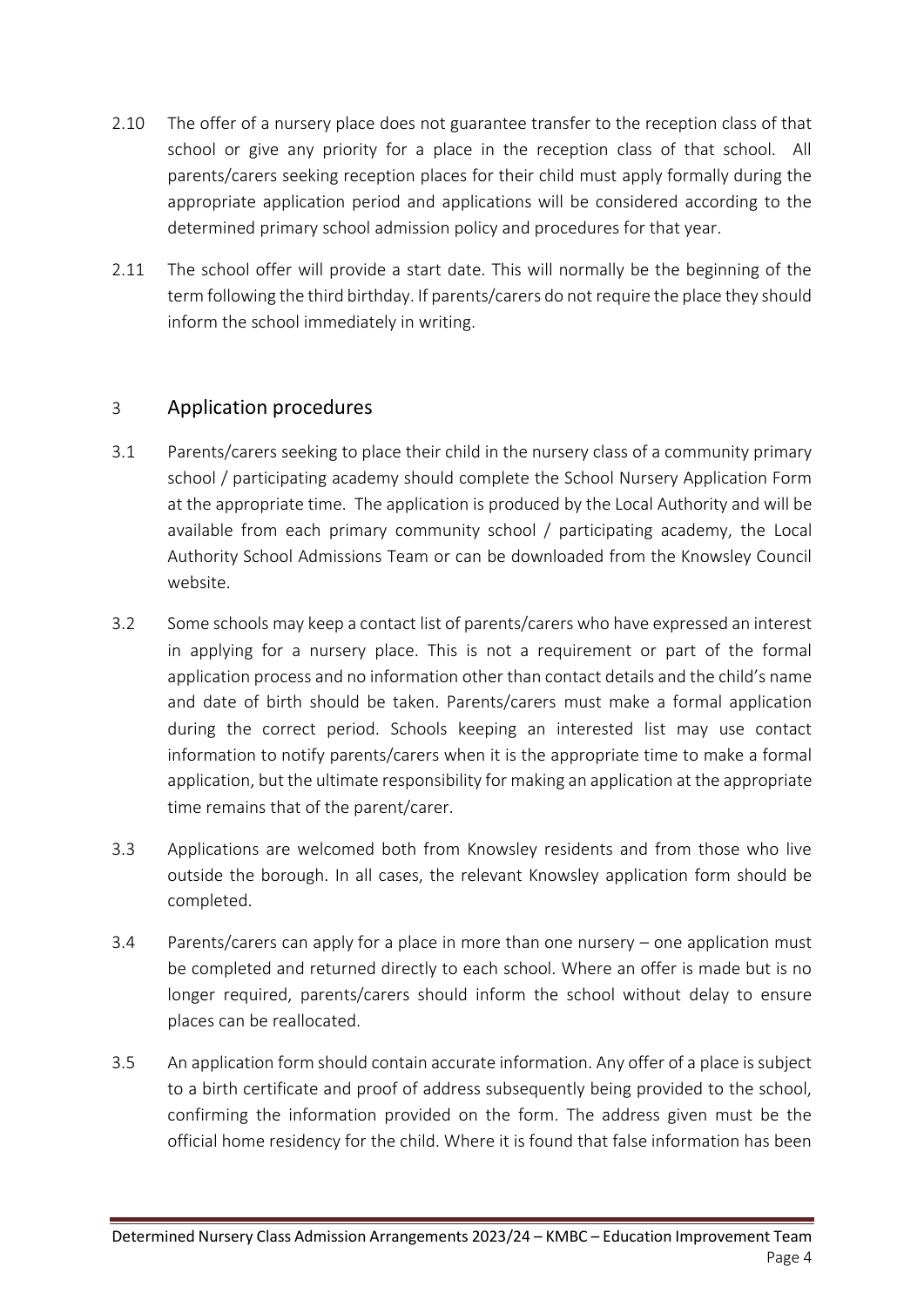2.10 The offer of a nursery place does not guarantee transfer to the reception class of that school or give any priority for a place in the reception class of that school. All parents/carers seeking reception places for their child must apply formally during the appropriate application period and applications will be considered according to the determined primary school admission policy and procedures for that year.

2.11 The school offer will provide a start date. This will normally be the beginning of the term following the third birthday. If parents/carers do not require the place they should inform the school immediately in writing.

## 3 Application procedures

3.1 Parents/carers seeking to place their child in the nursery class of a community primary school / participating academy should complete the School Nursery Application Form at the appropriate time. The application is produced by the Local Authority and will be available from each primary community school / participating academy, the Local Authority School Admissions Team or can be downloaded from the Knowsley Council website.

3.2 Some schools may keep a contact list of parents/carers who have expressed an interest in applying for a nursery place. This is not a requirement or part of the formal application process and no information other than contact details and the child's name and date of birth should be taken. Parents/carers must make a formal application during the correct period. Schools keeping an interested list may use contact information to notify parents/carers when it is the appropriate time to make a formal application, but the ultimate responsibility for making an application at the appropriate time remains that of the parent/carer.

3.3 Applications are welcomed both from Knowsley residents and from those who live outside the borough. In all cases, the relevant Knowsley application form should be completed.

3.4 Parents/carers can apply for a place in more than one nursery – one application must be completed and returned directly to each school. Where an offer is made but is no longer required, parents/carers should inform the school without delay to ensure places can be reallocated.

3.5 An application form should contain accurate information. Any offer of a place is subject to a birth certificate and proof of address subsequently being provided to the school, confirming the information provided on the form. The address given must be the official home residency for the child. Where it is found that false information has been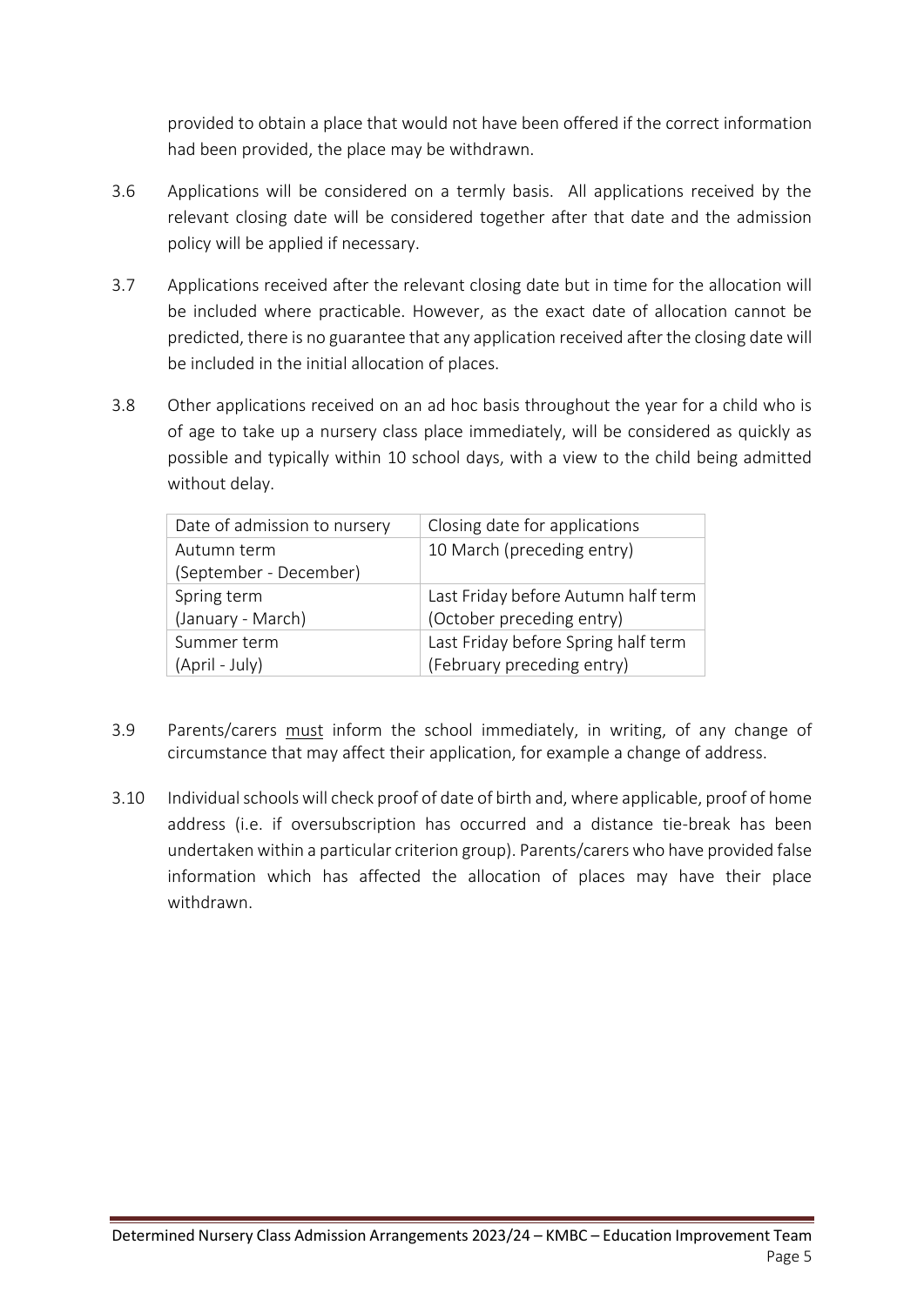provided to obtain a place that would not have been offered if the correct information had been provided, the place may be withdrawn.

3.6 Applications will be considered on a termly basis. All applications received by the relevant closing date will be considered together after that date and the admission policy will be applied if necessary.

3.7 Applications received after the relevant closing date but in time for the allocation will be included where practicable. However, as the exact date of allocation cannot be predicted, there is no guarantee that any application received after the closing date will be included in the initial allocation of places.

3.8 Other applications received on an ad hoc basis throughout the year for a child who is of age to take up a nursery class place immediately, will be considered as quickly as possible and typically within 10 school days, with a view to the child being admitted without delay.

| Date of admission to nursery | Closing date for applications |
|---|---|
| Autumn term (September - December) | 10 March (preceding entry) |
| Spring term (January - March) | Last Friday before Autumn half term (October preceding entry) |
| Summer term (April - July) | Last Friday before Spring half term (February preceding entry) |

3.9 Parents/carers <u>must</u> inform the school immediately, in writing, of any change of circumstance that may affect their application, for example a change of address.

3.10 Individual schools will check proof of date of birth and, where applicable, proof of home address (i.e. if oversubscription has occurred and a distance tie-break has been undertaken within a particular criterion group). Parents/carers who have provided false information which has affected the allocation of places may have their place withdrawn.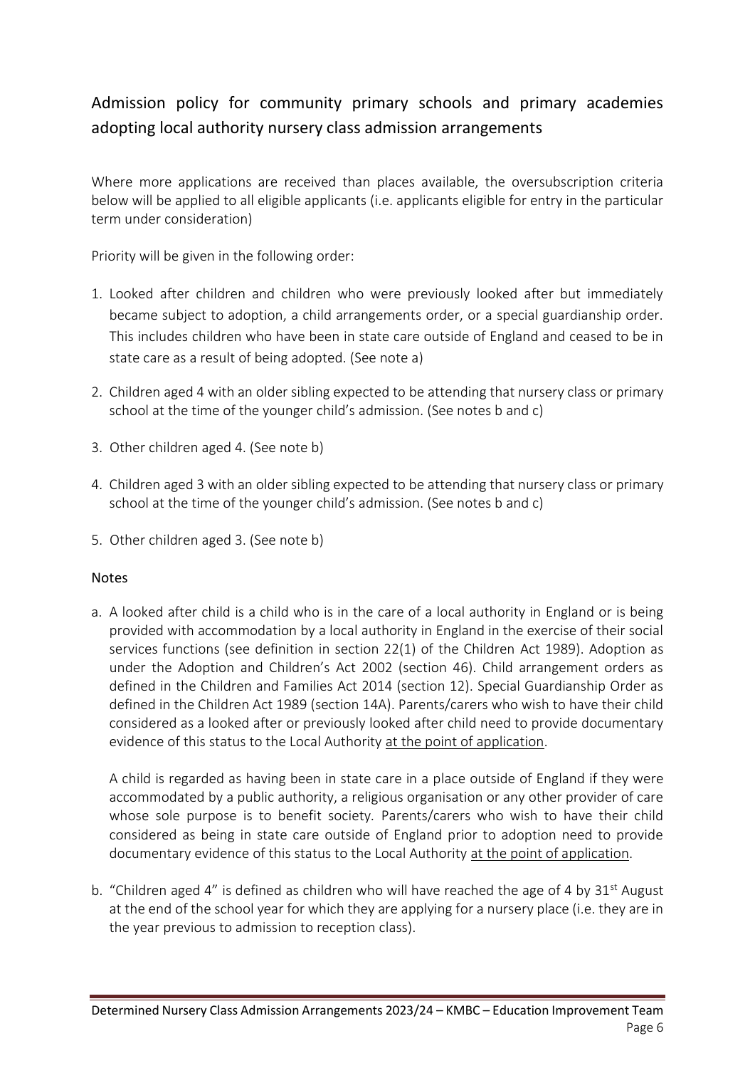## Admission policy for community primary schools and primary academies adopting local authority nursery class admission arrangements

Where more applications are received than places available, the oversubscription criteria below will be applied to all eligible applicants (i.e. applicants eligible for entry in the particular term under consideration)

Priority will be given in the following order:

1. Looked after children and children who were previously looked after but immediately became subject to adoption, a child arrangements order, or a special guardianship order. This includes children who have been in state care outside of England and ceased to be in state care as a result of being adopted. (See note a)
2. Children aged 4 with an older sibling expected to be attending that nursery class or primary school at the time of the younger child's admission. (See notes b and c)
3. Other children aged 4. (See note b)
4. Children aged 3 with an older sibling expected to be attending that nursery class or primary school at the time of the younger child's admission. (See notes b and c)
5. Other children aged 3. (See note b)

### Notes

a. A looked after child is a child who is in the care of a local authority in England or is being provided with accommodation by a local authority in England in the exercise of their social services functions (see definition in section 22(1) of the Children Act 1989). Adoption as under the Adoption and Children's Act 2002 (section 46). Child arrangement orders as defined in the Children and Families Act 2014 (section 12). Special Guardianship Order as defined in the Children Act 1989 (section 14A). Parents/carers who wish to have their child considered as a looked after or previously looked after child need to provide documentary evidence of this status to the Local Authority at the point of application.

   A child is regarded as having been in state care in a place outside of England if they were accommodated by a public authority, a religious organisation or any other provider of care whose sole purpose is to benefit society. Parents/carers who wish to have their child considered as being in state care outside of England prior to adoption need to provide documentary evidence of this status to the Local Authority at the point of application.

b. "Children aged 4" is defined as children who will have reached the age of 4 by 31st August at the end of the school year for which they are applying for a nursery place (i.e. they are in the year previous to admission to reception class).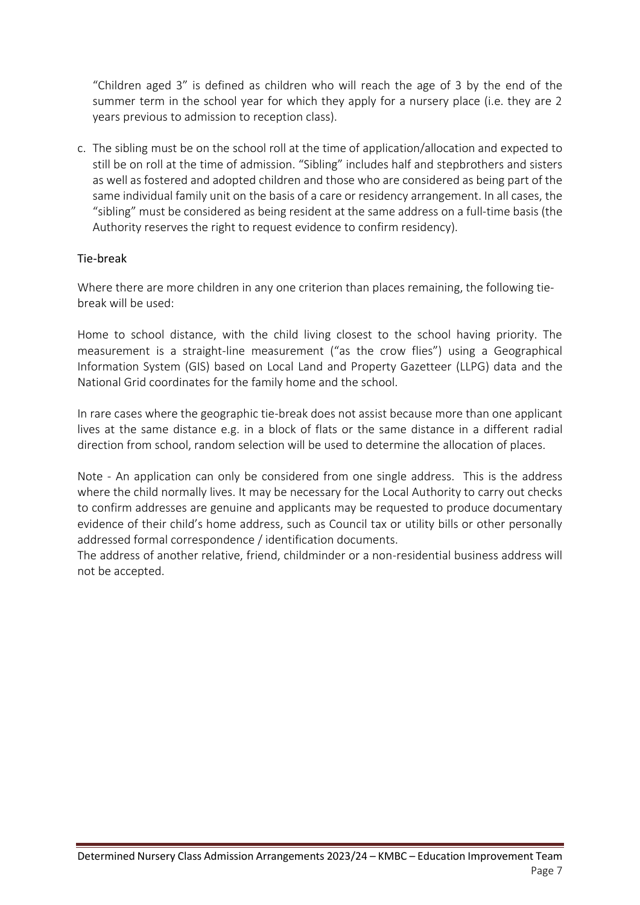"Children aged 3" is defined as children who will reach the age of 3 by the end of the summer term in the school year for which they apply for a nursery place (i.e. they are 2 years previous to admission to reception class).

c. The sibling must be on the school roll at the time of application/allocation and expected to still be on roll at the time of admission. "Sibling" includes half and stepbrothers and sisters as well as fostered and adopted children and those who are considered as being part of the same individual family unit on the basis of a care or residency arrangement. In all cases, the "sibling" must be considered as being resident at the same address on a full-time basis (the Authority reserves the right to request evidence to confirm residency).

## Tie-break

Where there are more children in any one criterion than places remaining, the following tie-break will be used:

Home to school distance, with the child living closest to the school having priority. The measurement is a straight-line measurement ("as the crow flies") using a Geographical Information System (GIS) based on Local Land and Property Gazetteer (LLPG) data and the National Grid coordinates for the family home and the school.

In rare cases where the geographic tie-break does not assist because more than one applicant lives at the same distance e.g. in a block of flats or the same distance in a different radial direction from school, random selection will be used to determine the allocation of places.

Note - An application can only be considered from one single address. This is the address where the child normally lives. It may be necessary for the Local Authority to carry out checks to confirm addresses are genuine and applicants may be requested to produce documentary evidence of their child's home address, such as Council tax or utility bills or other personally addressed formal correspondence / identification documents.
The address of another relative, friend, childminder or a non-residential business address will not be accepted.